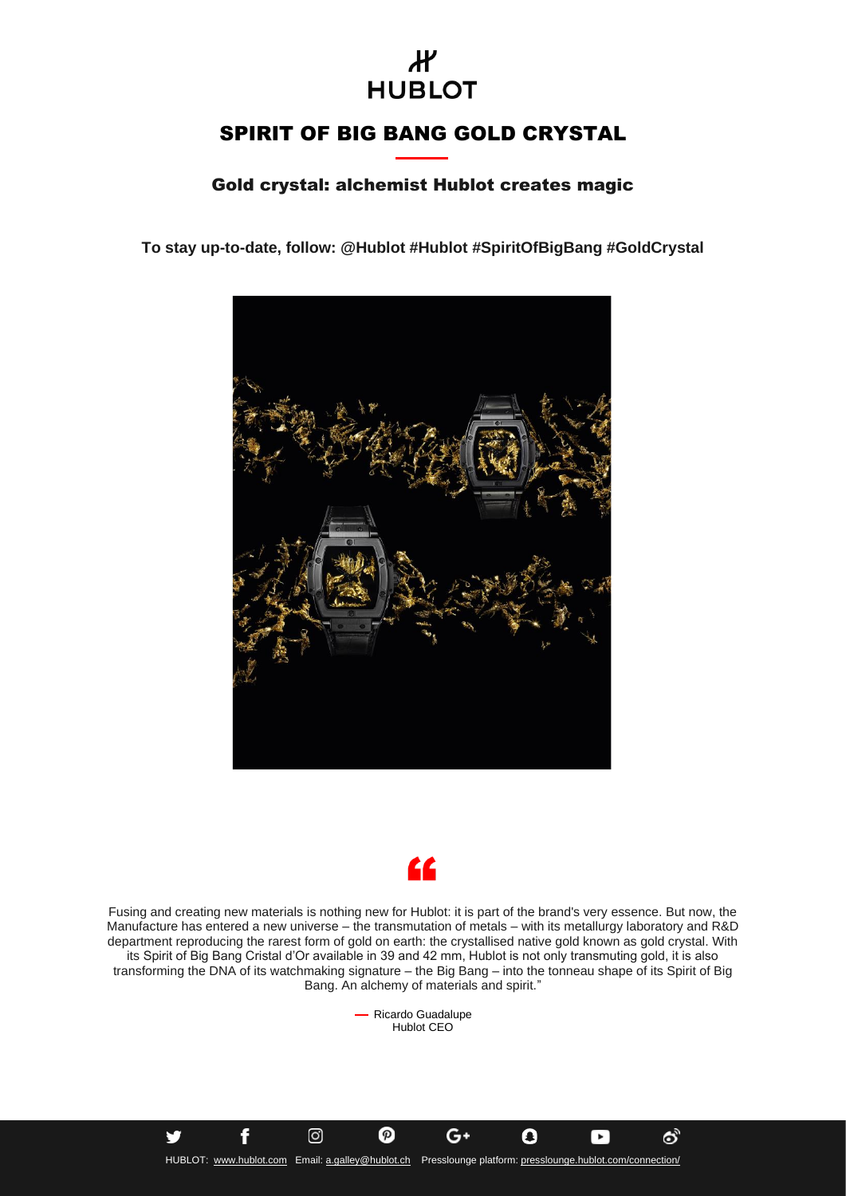# SPIRIT OF BIG BANG GOLD CRYSTAL

## Gold crystal: alchemist Hublot creates magic

**To stay up-to-date, follow: @Hublot #Hublot #SpiritOfBigBang #GoldCrystal**

"

Fusing and creating new materials is nothing new for Hublot: it is part of the brand's very essence. But now, the Manufacture has entered a new universe – the transmutation of metals – with its metallurgy laboratory and R&D department reproducing the rarest form of gold on earth: the crystallised native gold known as gold crystal. With its Spirit of Big Bang Cristal d'Or available in 39 and 42 mm, Hublot is not only transmuting gold, it is also transforming the DNA of its watchmaking signature – the Big Bang – into the tonneau shape of its Spirit of Big Bang. An alchemy of materials and spirit."

— Ricardo Guadalupe
Hublot CEO

HUBLOT: www.hublot.com Email: a.galley@hublot.ch Presslounge platform: presslounge.hublot.com/connection/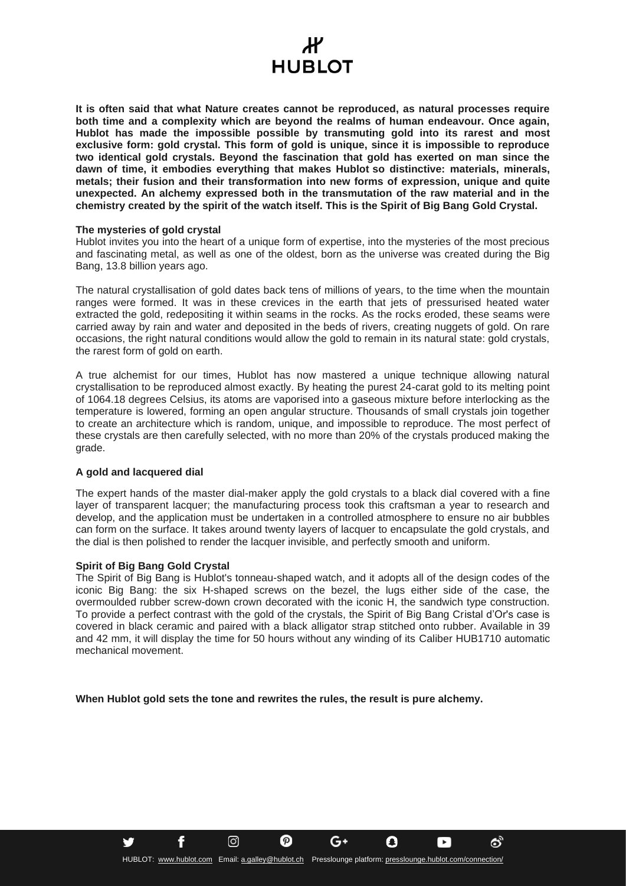**It is often said that what Nature creates cannot be reproduced, as natural processes require both time and a complexity which are beyond the realms of human endeavour. Once again, Hublot has made the impossible possible by transmuting gold into its rarest and most exclusive form: gold crystal. This form of gold is unique, since it is impossible to reproduce two identical gold crystals. Beyond the fascination that gold has exerted on man since the dawn of time, it embodies everything that makes Hublot so distinctive: materials, minerals, metals; their fusion and their transformation into new forms of expression, unique and quite unexpected. An alchemy expressed both in the transmutation of the raw material and in the chemistry created by the spirit of the watch itself. This is the Spirit of Big Bang Gold Crystal.**

### The mysteries of gold crystal

Hublot invites you into the heart of a unique form of expertise, into the mysteries of the most precious and fascinating metal, as well as one of the oldest, born as the universe was created during the Big Bang, 13.8 billion years ago.

The natural crystallisation of gold dates back tens of millions of years, to the time when the mountain ranges were formed. It was in these crevices in the earth that jets of pressurised heated water extracted the gold, redepositing it within seams in the rocks. As the rocks eroded, these seams were carried away by rain and water and deposited in the beds of rivers, creating nuggets of gold. On rare occasions, the right natural conditions would allow the gold to remain in its natural state: gold crystals, the rarest form of gold on earth.

A true alchemist for our times, Hublot has now mastered a unique technique allowing natural crystallisation to be reproduced almost exactly. By heating the purest 24-carat gold to its melting point of 1064.18 degrees Celsius, its atoms are vaporised into a gaseous mixture before interlocking as the temperature is lowered, forming an open angular structure. Thousands of small crystals join together to create an architecture which is random, unique, and impossible to reproduce. The most perfect of these crystals are then carefully selected, with no more than 20% of the crystals produced making the grade.

### A gold and lacquered dial

The expert hands of the master dial-maker apply the gold crystals to a black dial covered with a fine layer of transparent lacquer; the manufacturing process took this craftsman a year to research and develop, and the application must be undertaken in a controlled atmosphere to ensure no air bubbles can form on the surface. It takes around twenty layers of lacquer to encapsulate the gold crystals, and the dial is then polished to render the lacquer invisible, and perfectly smooth and uniform.

### Spirit of Big Bang Gold Crystal

The Spirit of Big Bang is Hublot's tonneau-shaped watch, and it adopts all of the design codes of the iconic Big Bang: the six H-shaped screws on the bezel, the lugs either side of the case, the overmoulded rubber screw-down crown decorated with the iconic H, the sandwich type construction. To provide a perfect contrast with the gold of the crystals, the Spirit of Big Bang Cristal d'Or's case is covered in black ceramic and paired with a black alligator strap stitched onto rubber. Available in 39 and 42 mm, it will display the time for 50 hours without any winding of its Caliber HUB1710 automatic mechanical movement.

**When Hublot gold sets the tone and rewrites the rules, the result is pure alchemy.**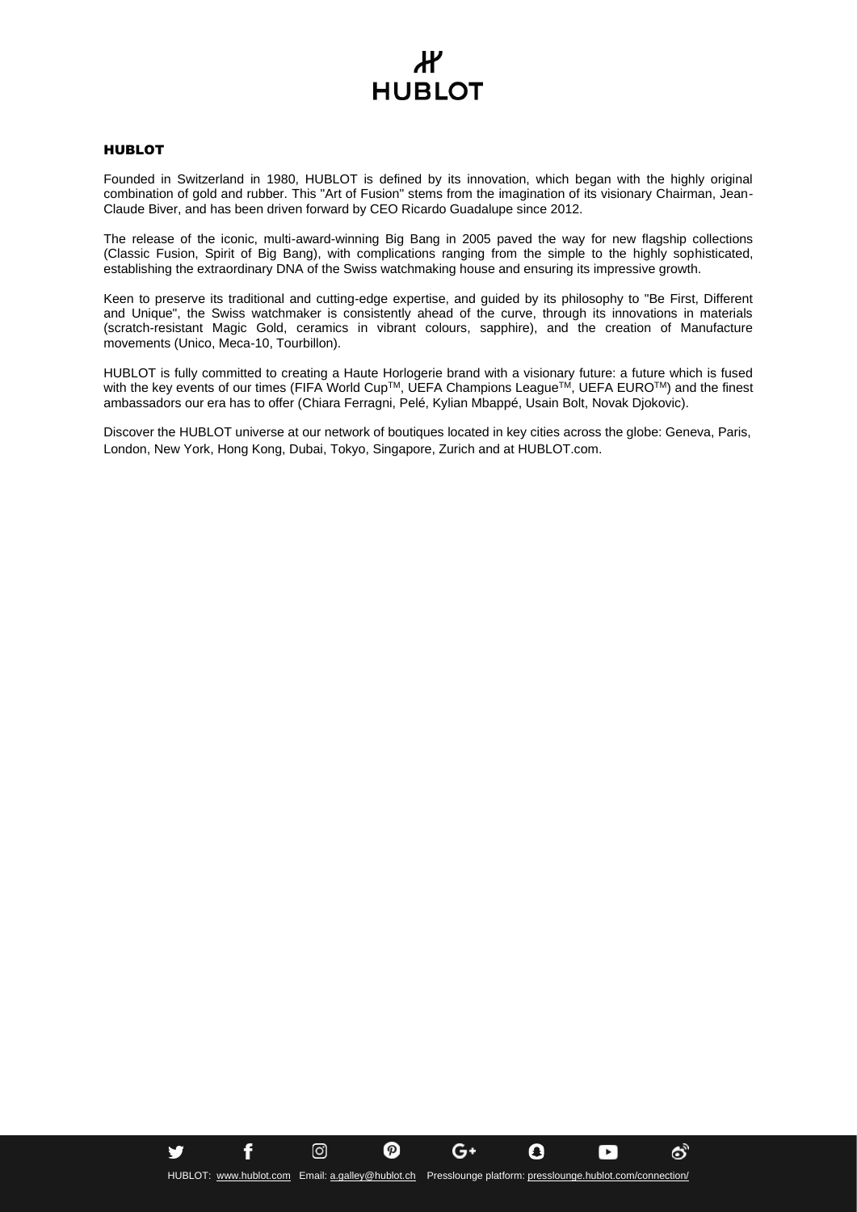## HUBLOT

Founded in Switzerland in 1980, HUBLOT is defined by its innovation, which began with the highly original combination of gold and rubber. This "Art of Fusion" stems from the imagination of its visionary Chairman, Jean-Claude Biver, and has been driven forward by CEO Ricardo Guadalupe since 2012.

The release of the iconic, multi-award-winning Big Bang in 2005 paved the way for new flagship collections (Classic Fusion, Spirit of Big Bang), with complications ranging from the simple to the highly sophisticated, establishing the extraordinary DNA of the Swiss watchmaking house and ensuring its impressive growth.

Keen to preserve its traditional and cutting-edge expertise, and guided by its philosophy to "Be First, Different and Unique", the Swiss watchmaker is consistently ahead of the curve, through its innovations in materials (scratch-resistant Magic Gold, ceramics in vibrant colours, sapphire), and the creation of Manufacture movements (Unico, Meca-10, Tourbillon).

HUBLOT is fully committed to creating a Haute Horlogerie brand with a visionary future: a future which is fused with the key events of our times (FIFA World Cup™, UEFA Champions League™, UEFA EURO™) and the finest ambassadors our era has to offer (Chiara Ferragni, Pelé, Kylian Mbappé, Usain Bolt, Novak Djokovic).

Discover the HUBLOT universe at our network of boutiques located in key cities across the globe: Geneva, Paris, London, New York, Hong Kong, Dubai, Tokyo, Singapore, Zurich and at HUBLOT.com.

HUBLOT: www.hublot.com Email: a.galley@hublot.ch Presslounge platform: presslounge.hublot.com/connection/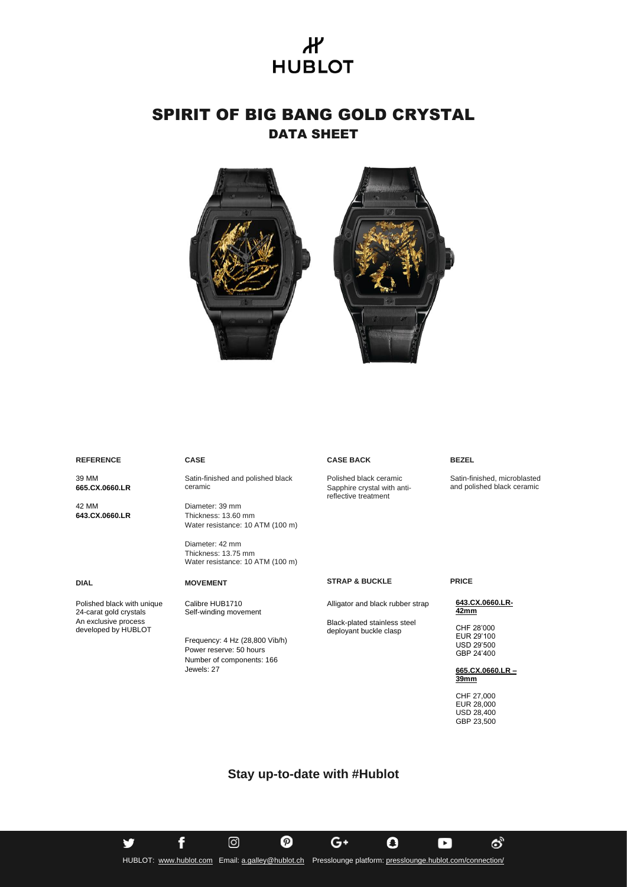HUBLOT

# SPIRIT OF BIG BANG GOLD CRYSTAL

## DATA SHEET

**REFERENCE**

39 MM
**665.CX.0660.LR**

42 MM
**643.CX.0660.LR**

**CASE**

Satin-finished and polished black ceramic

Diameter: 39 mm
Thickness: 13.60 mm
Water resistance: 10 ATM (100 m)

Diameter: 42 mm
Thickness: 13.75 mm
Water resistance: 10 ATM (100 m)

**CASE BACK**

Polished black ceramic
Sapphire crystal with anti-reflective treatment

**BEZEL**

Satin-finished, microblasted and polished black ceramic

**DIAL**

Polished black with unique 24-carat gold crystals
An exclusive process developed by HUBLOT

**MOVEMENT**

Calibre HUB1710
Self-winding movement

Frequency: 4 Hz (28,800 Vib/h)
Power reserve: 50 hours
Number of components: 166
Jewels: 27

**STRAP & BUCKLE**

Alligator and black rubber strap

Black-plated stainless steel deployant buckle clasp

**PRICE**

**643.CX.0660.LR-42mm**

CHF 28'000
EUR 29'100
USD 29'500
GBP 24'400

**665.CX.0660.LR – 39mm**

CHF 27,000
EUR 28,000
USD 28,400
GBP 23,500

**Stay up-to-date with #Hublot**

HUBLOT: www.hublot.com Email: a.galley@hublot.ch Presslounge platform: presslounge.hublot.com/connection/